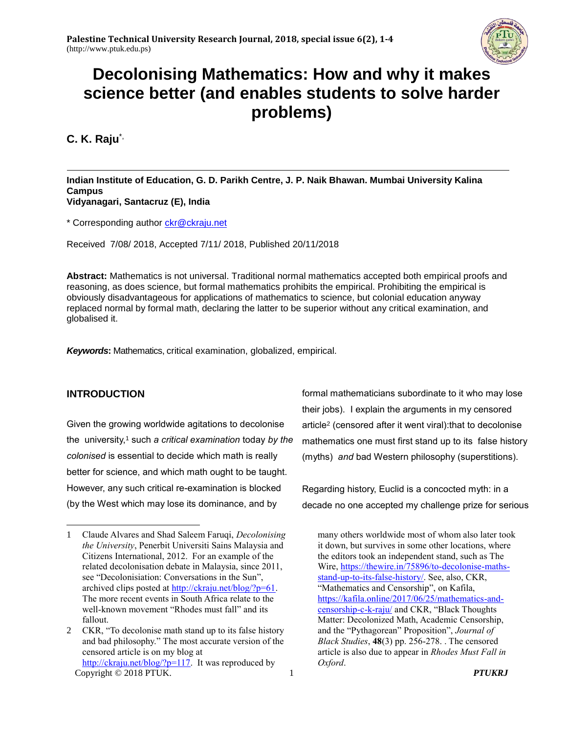# Decolonising Mathematics: How and why it makes science better (and enables students to solve harder problems)

**C. K. Raju***

**Indian Institute of Education, G. D. Parikh Centre, J. P. Naik Bhawan. Mumbai University Kalina Campus**
**Vidyanagari, Santacruz (E), India**

* Corresponding author ckr@ckraju.net

Received 7/08/ 2018, Accepted 7/11/ 2018, Published 20/11/2018

**Abstract:** Mathematics is not universal. Traditional normal mathematics accepted both empirical proofs and reasoning, as does science, but formal mathematics prohibits the empirical. Prohibiting the empirical is obviously disadvantageous for applications of mathematics to science, but colonial education anyway replaced normal by formal math, declaring the latter to be superior without any critical examination, and globalised it.

***Keywords*****:** Mathematics, critical examination, globalized, empirical.

## INTRODUCTION

Given the growing worldwide agitations to decolonise the university,[1] such *a critical examination* today *by the colonised* is essential to decide which math is really better for science, and which math ought to be taught. However, any such critical re-examination is blocked (by the West which may lose its dominance, and by formal mathematicians subordinate to it who may lose their jobs). I explain the arguments in my censored article[2] (censored after it went viral):that to decolonise mathematics one must first stand up to its false history (myths) *and* bad Western philosophy (superstitions).

Regarding history, Euclid is a concocted myth: in a decade no one accepted my challenge prize for serious

---

1 Claude Alvares and Shad Saleem Faruqi, *Decolonising the University*, Penerbit Universiti Sains Malaysia and Citizens International, 2012. For an example of the related decolonisation debate in Malaysia, since 2011, see "Decolonisiation: Conversations in the Sun", archived clips posted at http://ckraju.net/blog/?p=61. The more recent events in South Africa relate to the well-known movement "Rhodes must fall" and its fallout.

2 CKR, "To decolonise math stand up to its false history and bad philosophy." The most accurate version of the censored article is on my blog at http://ckraju.net/blog/?p=117. It was reproduced by many others worldwide most of whom also later took it down, but survives in some other locations, where the editors took an independent stand, such as The Wire, https://thewire.in/75896/to-decolonise-maths-stand-up-to-its-false-history/. See, also, CKR, "Mathematics and Censorship", on Kafila, https://kafila.online/2017/06/25/mathematics-and-censorship-c-k-raju/ and CKR, "Black Thoughts Matter: Decolonized Math, Academic Censorship, and the "Pythagorean" Proposition", *Journal of Black Studies*, **48**(3) pp. 256-278. . The censored article is also due to appear in *Rhodes Must Fall in Oxford*.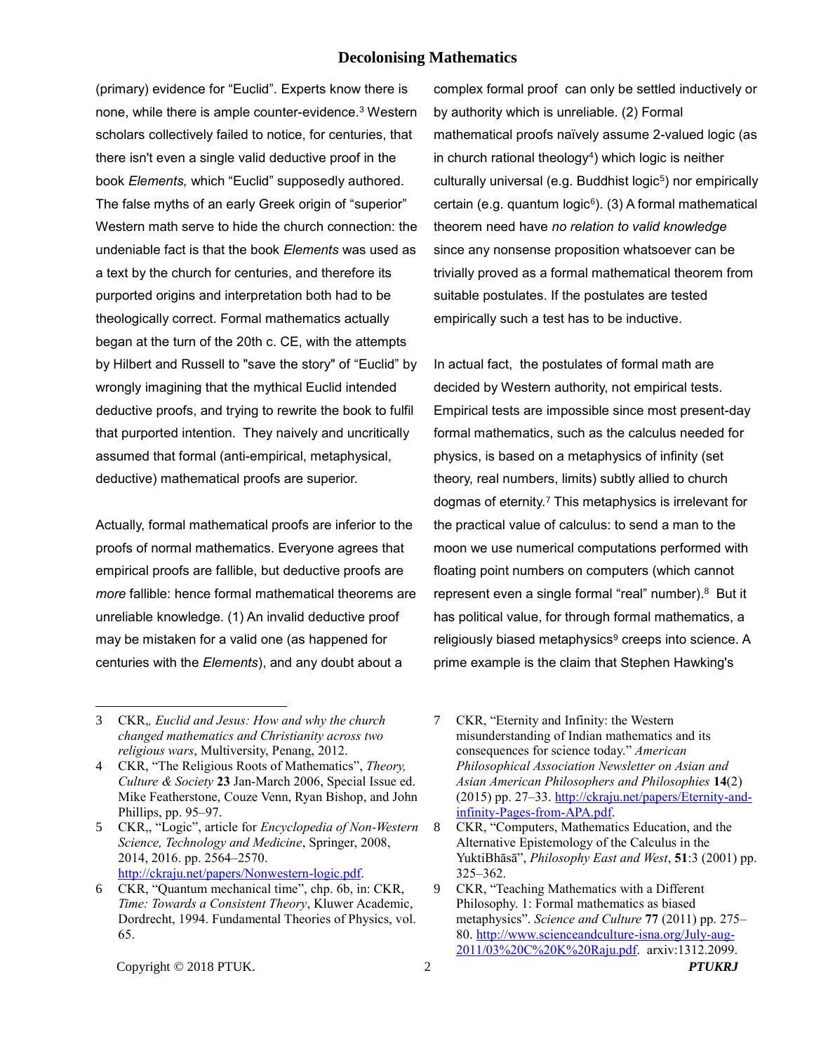(primary) evidence for "Euclid". Experts know there is none, while there is ample counter-evidence.[3] Western scholars collectively failed to notice, for centuries, that there isn't even a single valid deductive proof in the book *Elements,* which "Euclid" supposedly authored. The false myths of an early Greek origin of "superior" Western math serve to hide the church connection: the undeniable fact is that the book *Elements* was used as a text by the church for centuries, and therefore its purported origins and interpretation both had to be theologically correct. Formal mathematics actually began at the turn of the 20th c. CE, with the attempts by Hilbert and Russell to "save the story" of "Euclid" by wrongly imagining that the mythical Euclid intended deductive proofs, and trying to rewrite the book to fulfil that purported intention. They naively and uncritically assumed that formal (anti-empirical, metaphysical, deductive) mathematical proofs are superior.

Actually, formal mathematical proofs are inferior to the proofs of normal mathematics. Everyone agrees that empirical proofs are fallible, but deductive proofs are *more* fallible: hence formal mathematical theorems are unreliable knowledge. (1) An invalid deductive proof may be mistaken for a valid one (as happened for centuries with the *Elements*), and any doubt about a complex formal proof can only be settled inductively or by authority which is unreliable. (2) Formal mathematical proofs naïvely assume 2-valued logic (as in church rational theology[4]) which logic is neither culturally universal (e.g. Buddhist logic[5]) nor empirically certain (e.g. quantum logic[6]). (3) A formal mathematical theorem need have *no relation to valid knowledge* since any nonsense proposition whatsoever can be trivially proved as a formal mathematical theorem from suitable postulates. If the postulates are tested empirically such a test has to be inductive.

In actual fact, the postulates of formal math are decided by Western authority, not empirical tests. Empirical tests are impossible since most present-day formal mathematics, such as the calculus needed for physics, is based on a metaphysics of infinity (set theory, real numbers, limits) subtly allied to church dogmas of eternity.[7] This metaphysics is irrelevant for the practical value of calculus: to send a man to the moon we use numerical computations performed with floating point numbers on computers (which cannot represent even a single formal "real" number).[8] But it has political value, for through formal mathematics, a religiously biased metaphysics[9] creeps into science. A prime example is the claim that Stephen Hawking's

---

3 CKR,, *Euclid and Jesus: How and why the church changed mathematics and Christianity across two religious wars*, Multiversity, Penang, 2012.

4 CKR, "The Religious Roots of Mathematics", *Theory, Culture & Society* **23** Jan-March 2006, Special Issue ed. Mike Featherstone, Couze Venn, Ryan Bishop, and John Phillips, pp. 95–97.

5 CKR,, "Logic", article for *Encyclopedia of Non-Western Science, Technology and Medicine*, Springer, 2008, 2014, 2016. pp. 2564–2570. http://ckraju.net/papers/Nonwestern-logic.pdf.

6 CKR, "Quantum mechanical time", chp. 6b, in: CKR, *Time: Towards a Consistent Theory*, Kluwer Academic, Dordrecht, 1994. Fundamental Theories of Physics, vol. 65.

7 CKR, "Eternity and Infinity: the Western misunderstanding of Indian mathematics and its consequences for science today." *American Philosophical Association Newsletter on Asian and Asian American Philosophers and Philosophies* **14**(2) (2015) pp. 27–33. http://ckraju.net/papers/Eternity-and-infinity-Pages-from-APA.pdf.

8 CKR, "Computers, Mathematics Education, and the Alternative Epistemology of the Calculus in the YuktiBhāsā", *Philosophy East and West*, **51**:3 (2001) pp. 325–362.

9 CKR, "Teaching Mathematics with a Different Philosophy. 1: Formal mathematics as biased metaphysics". *Science and Culture* **77** (2011) pp. 275–80. http://www.scienceandculture-isna.org/July-aug-2011/03%20C%20K%20Raju.pdf. arxiv:1312.2099.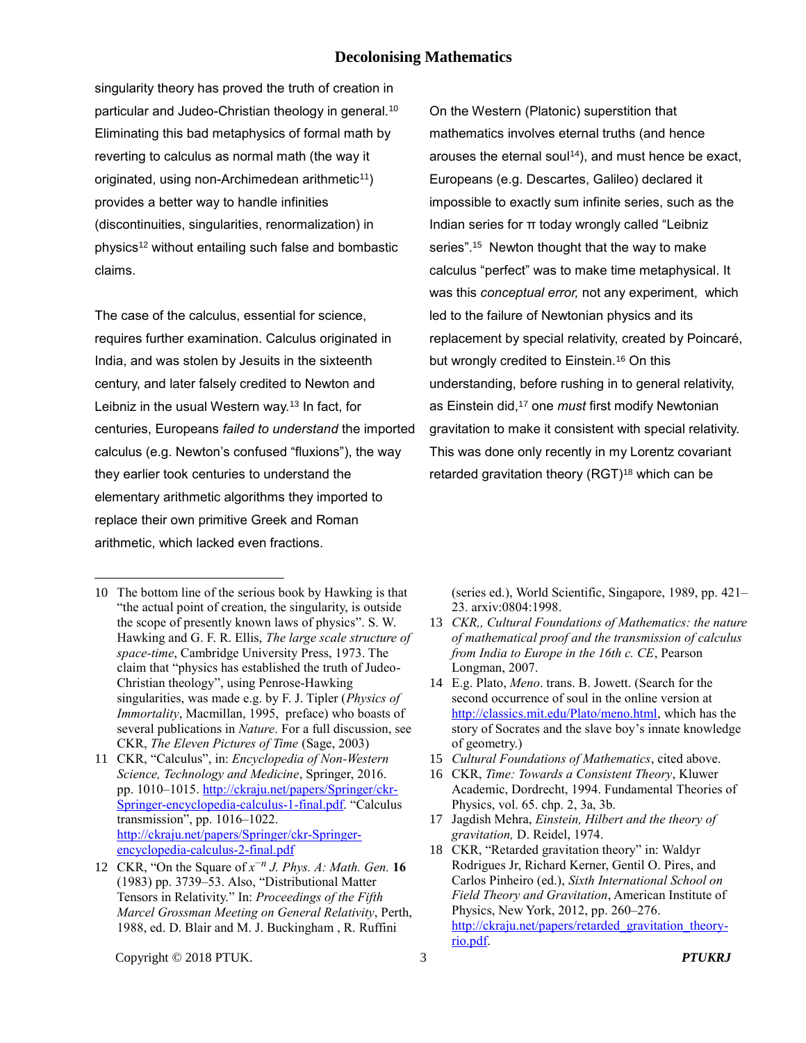singularity theory has proved the truth of creation in particular and Judeo-Christian theology in general.[10] Eliminating this bad metaphysics of formal math by reverting to calculus as normal math (the way it originated, using non-Archimedean arithmetic[11]) provides a better way to handle infinities (discontinuities, singularities, renormalization) in physics[12] without entailing such false and bombastic claims.

The case of the calculus, essential for science, requires further examination. Calculus originated in India, and was stolen by Jesuits in the sixteenth century, and later falsely credited to Newton and Leibniz in the usual Western way.[13] In fact, for centuries, Europeans *failed to understand* the imported calculus (e.g. Newton's confused "fluxions"), the way they earlier took centuries to understand the elementary arithmetic algorithms they imported to replace their own primitive Greek and Roman arithmetic, which lacked even fractions.

On the Western (Platonic) superstition that mathematics involves eternal truths (and hence arouses the eternal soul[14]), and must hence be exact, Europeans (e.g. Descartes, Galileo) declared it impossible to exactly sum infinite series, such as the Indian series for π today wrongly called "Leibniz series".[15] Newton thought that the way to make calculus "perfect" was to make time metaphysical. It was this *conceptual error,* not any experiment, which led to the failure of Newtonian physics and its replacement by special relativity, created by Poincaré, but wrongly credited to Einstein.[16] On this understanding, before rushing in to general relativity, as Einstein did,[17] one *must* first modify Newtonian gravitation to make it consistent with special relativity. This was done only recently in my Lorentz covariant retarded gravitation theory (RGT)[18] which can be

---

10 The bottom line of the serious book by Hawking is that "the actual point of creation, the singularity, is outside the scope of presently known laws of physics". S. W. Hawking and G. F. R. Ellis, *The large scale structure of space-time*, Cambridge University Press, 1973. The claim that "physics has established the truth of Judeo-Christian theology", using Penrose-Hawking singularities, was made e.g. by F. J. Tipler (*Physics of Immortality*, Macmillan, 1995, preface) who boasts of several publications in *Nature*. For a full discussion, see CKR, *The Eleven Pictures of Time* (Sage, 2003)

11 CKR, "Calculus", in: *Encyclopedia of Non-Western Science, Technology and Medicine*, Springer, 2016. pp. 1010–1015. http://ckraju.net/papers/Springer/ckr-Springer-encyclopedia-calculus-1-final.pdf. "Calculus transmission", pp. 1016–1022. http://ckraju.net/papers/Springer/ckr-Springer-encyclopedia-calculus-2-final.pdf

12 CKR, "On the Square of $x^{-n}$ *J. Phys. A: Math. Gen.* **16** (1983) pp. 3739–53. Also, "Distributional Matter Tensors in Relativity." In: *Proceedings of the Fifth Marcel Grossman Meeting on General Relativity*, Perth, 1988, ed. D. Blair and M. J. Buckingham , R. Ruffini (series ed.), World Scientific, Singapore, 1989, pp. 421–23. arxiv:0804:1998.

13 *CKR,, Cultural Foundations of Mathematics: the nature of mathematical proof and the transmission of calculus from India to Europe in the 16th c. CE*, Pearson Longman, 2007.

14 E.g. Plato, *Meno*. trans. B. Jowett. (Search for the second occurrence of soul in the online version at http://classics.mit.edu/Plato/meno.html, which has the story of Socrates and the slave boy's innate knowledge of geometry.)

15 *Cultural Foundations of Mathematics*, cited above.

16 CKR, *Time: Towards a Consistent Theory*, Kluwer Academic, Dordrecht, 1994. Fundamental Theories of Physics, vol. 65. chp. 2, 3a, 3b.

17 Jagdish Mehra, *Einstein, Hilbert and the theory of gravitation,* D. Reidel, 1974.

18 CKR, "Retarded gravitation theory" in: Waldyr Rodrigues Jr, Richard Kerner, Gentil O. Pires, and Carlos Pinheiro (ed.), *Sixth International School on Field Theory and Gravitation*, American Institute of Physics, New York, 2012, pp. 260–276. http://ckraju.net/papers/retarded_gravitation_theory-rio.pdf.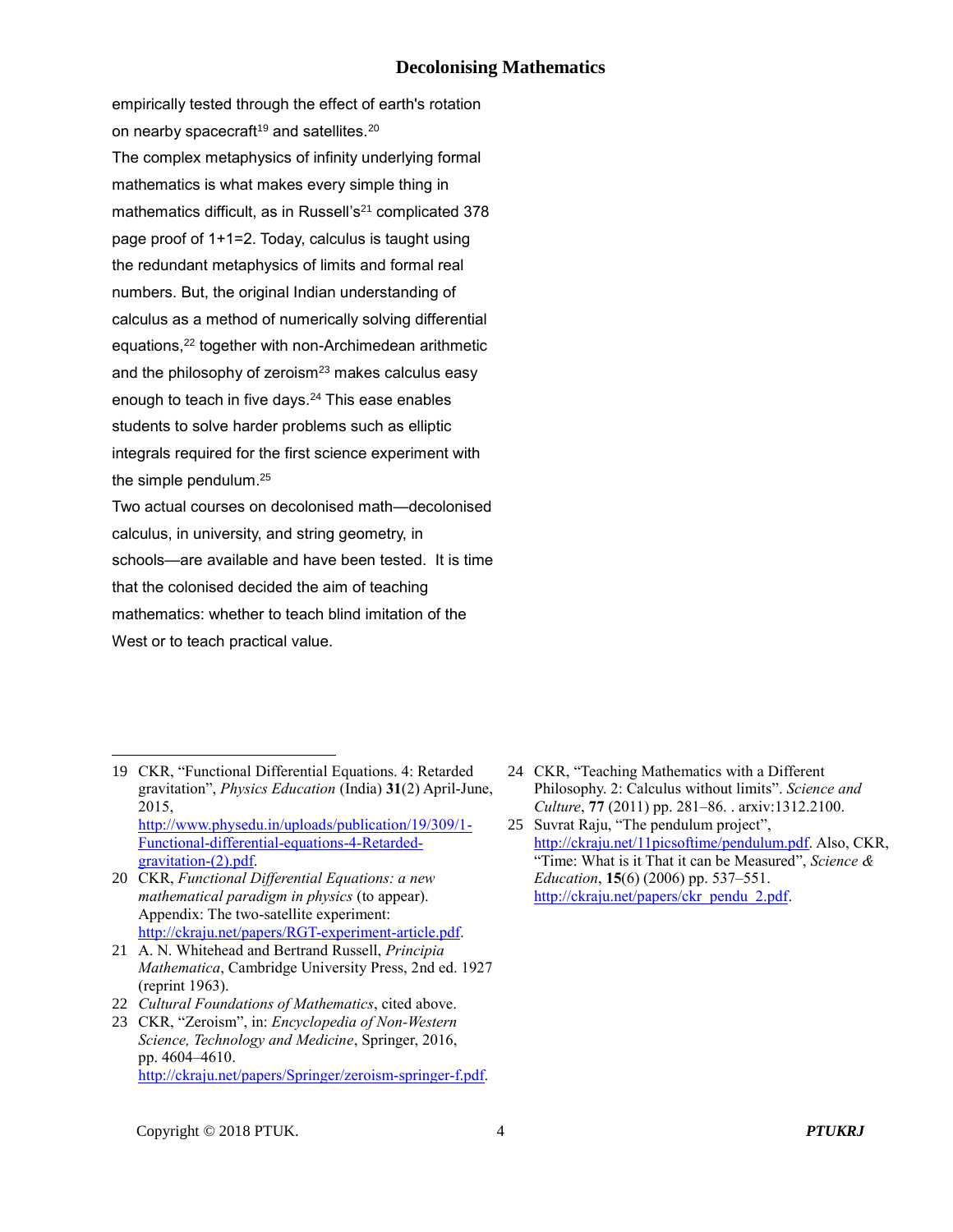empirically tested through the effect of earth's rotation on nearby spacecraft[19] and satellites.[20]

The complex metaphysics of infinity underlying formal mathematics is what makes every simple thing in mathematics difficult, as in Russell's[21] complicated 378 page proof of 1+1=2. Today, calculus is taught using the redundant metaphysics of limits and formal real numbers. But, the original Indian understanding of calculus as a method of numerically solving differential equations,[22] together with non-Archimedean arithmetic and the philosophy of zeroism[23] makes calculus easy enough to teach in five days.[24] This ease enables students to solve harder problems such as elliptic integrals required for the first science experiment with the simple pendulum.[25]

Two actual courses on decolonised math—decolonised calculus, in university, and string geometry, in schools—are available and have been tested. It is time that the colonised decided the aim of teaching mathematics: whether to teach blind imitation of the West or to teach practical value.

---

19 CKR, "Functional Differential Equations. 4: Retarded gravitation", *Physics Education* (India) **31**(2) April-June, 2015, http://www.physedu.in/uploads/publication/19/309/1-Functional-differential-equations-4-Retarded-gravitation-(2).pdf.

20 CKR, *Functional Differential Equations: a new mathematical paradigm in physics* (to appear). Appendix: The two-satellite experiment: http://ckraju.net/papers/RGT-experiment-article.pdf.

21 A. N. Whitehead and Bertrand Russell, *Principia Mathematica*, Cambridge University Press, 2nd ed. 1927 (reprint 1963).

22 *Cultural Foundations of Mathematics*, cited above.

23 CKR, "Zeroism", in: *Encyclopedia of Non-Western Science, Technology and Medicine*, Springer, 2016, pp. 4604–4610. http://ckraju.net/papers/Springer/zeroism-springer-f.pdf.

24 CKR, "Teaching Mathematics with a Different Philosophy. 2: Calculus without limits". *Science and Culture*, **77** (2011) pp. 281–86. . arxiv:1312.2100.

25 Suvrat Raju, "The pendulum project", http://ckraju.net/11picsoftime/pendulum.pdf. Also, CKR, "Time: What is it That it can be Measured", *Science & Education*, **15**(6) (2006) pp. 537–551. http://ckraju.net/papers/ckr_pendu_2.pdf.